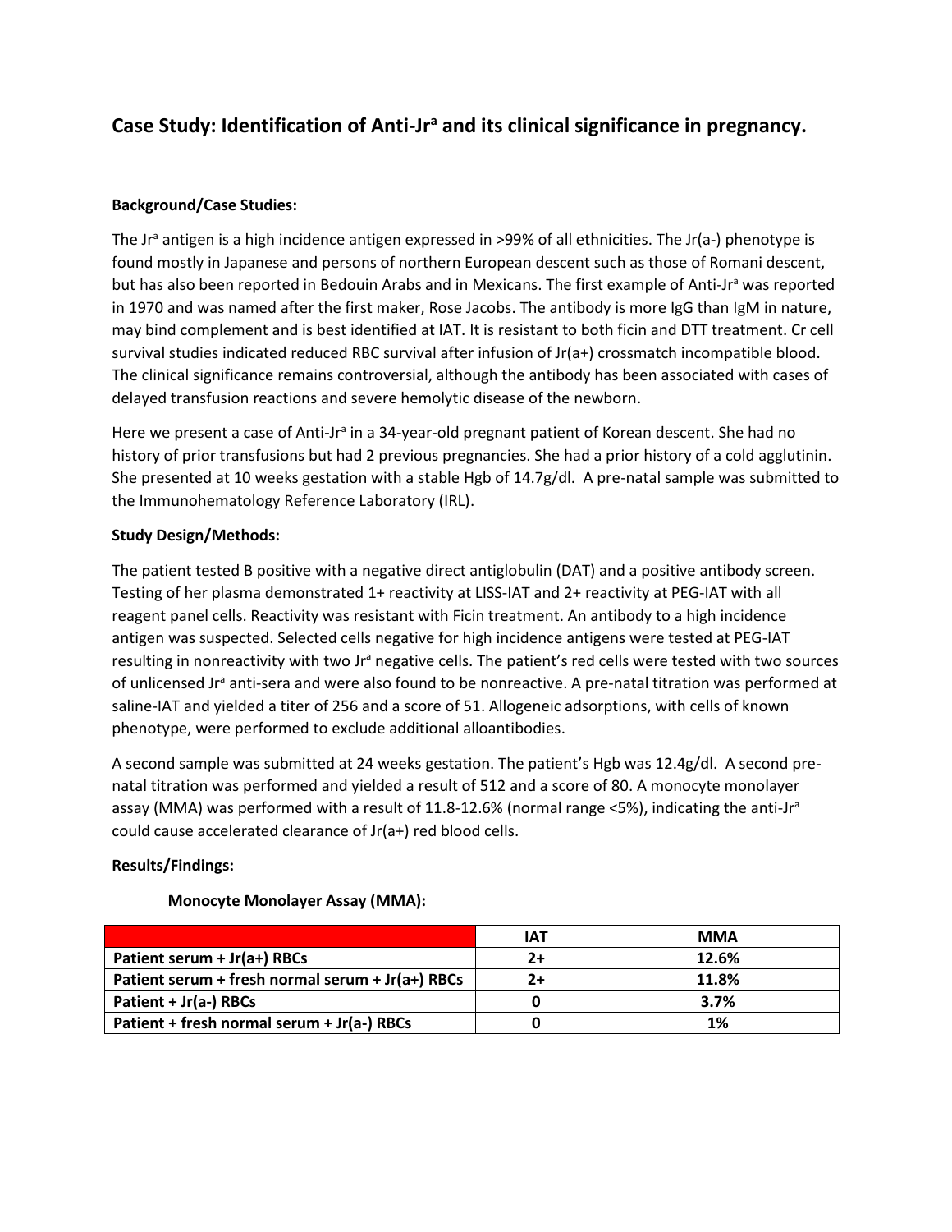## Case Study: Identification of Anti-$Jr^a$ and its clinical significance in pregnancy.

**Background/Case Studies:**

The $Jr^a$ antigen is a high incidence antigen expressed in >99% of all ethnicities. The Jr(a-) phenotype is found mostly in Japanese and persons of northern European descent such as those of Romani descent, but has also been reported in Bedouin Arabs and in Mexicans. The first example of Anti-$Jr^a$ was reported in 1970 and was named after the first maker, Rose Jacobs. The antibody is more IgG than IgM in nature, may bind complement and is best identified at IAT. It is resistant to both ficin and DTT treatment. Cr cell survival studies indicated reduced RBC survival after infusion of Jr(a+) crossmatch incompatible blood. The clinical significance remains controversial, although the antibody has been associated with cases of delayed transfusion reactions and severe hemolytic disease of the newborn.

Here we present a case of Anti-$Jr^a$ in a 34-year-old pregnant patient of Korean descent. She had no history of prior transfusions but had 2 previous pregnancies. She had a prior history of a cold agglutinin. She presented at 10 weeks gestation with a stable Hgb of 14.7g/dl. A pre-natal sample was submitted to the Immunohematology Reference Laboratory (IRL).

**Study Design/Methods:**

The patient tested B positive with a negative direct antiglobulin (DAT) and a positive antibody screen. Testing of her plasma demonstrated 1+ reactivity at LISS-IAT and 2+ reactivity at PEG-IAT with all reagent panel cells. Reactivity was resistant with Ficin treatment. An antibody to a high incidence antigen was suspected. Selected cells negative for high incidence antigens were tested at PEG-IAT resulting in nonreactivity with two $Jr^a$ negative cells. The patient's red cells were tested with two sources of unlicensed $Jr^a$ anti-sera and were also found to be nonreactive. A pre-natal titration was performed at saline-IAT and yielded a titer of 256 and a score of 51. Allogeneic adsorptions, with cells of known phenotype, were performed to exclude additional alloantibodies.

A second sample was submitted at 24 weeks gestation. The patient's Hgb was 12.4g/dl. A second pre-natal titration was performed and yielded a result of 512 and a score of 80. A monocyte monolayer assay (MMA) was performed with a result of 11.8-12.6% (normal range <5%), indicating the anti-$Jr^a$ could cause accelerated clearance of Jr(a+) red blood cells.

**Results/Findings:**

**Monocyte Monolayer Assay (MMA):**

| | IAT | MMA |
|---|---|---|
| **Patient serum + Jr(a+) RBCs** | 2+ | 12.6% |
| **Patient serum + fresh normal serum + Jr(a+) RBCs** | 2+ | 11.8% |
| **Patient + Jr(a-) RBCs** | 0 | 3.7% |
| **Patient + fresh normal serum + Jr(a-) RBCs** | 0 | 1% |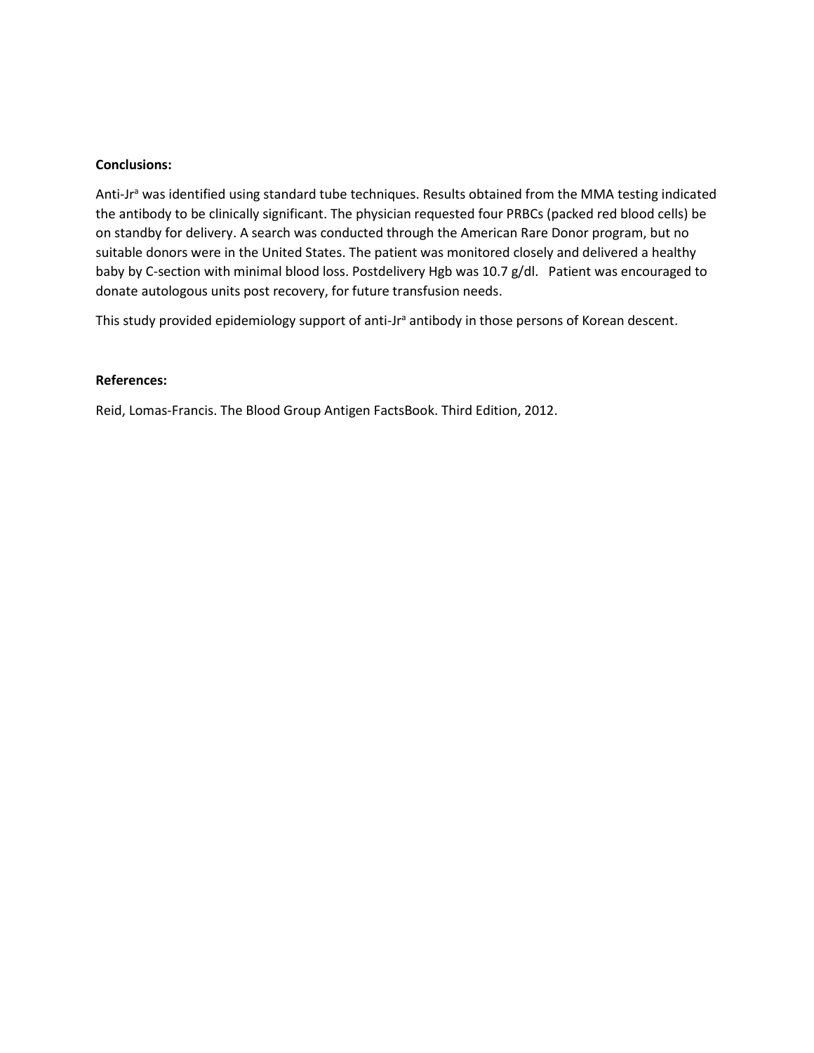**Conclusions:**

Anti-Jr[a] was identified using standard tube techniques. Results obtained from the MMA testing indicated the antibody to be clinically significant. The physician requested four PRBCs (packed red blood cells) be on standby for delivery. A search was conducted through the American Rare Donor program, but no suitable donors were in the United States. The patient was monitored closely and delivered a healthy baby by C-section with minimal blood loss. Postdelivery Hgb was 10.7 g/dl. Patient was encouraged to donate autologous units post recovery, for future transfusion needs.

This study provided epidemiology support of anti-Jr[a] antibody in those persons of Korean descent.

**References:**

Reid, Lomas-Francis. The Blood Group Antigen FactsBook. Third Edition, 2012.